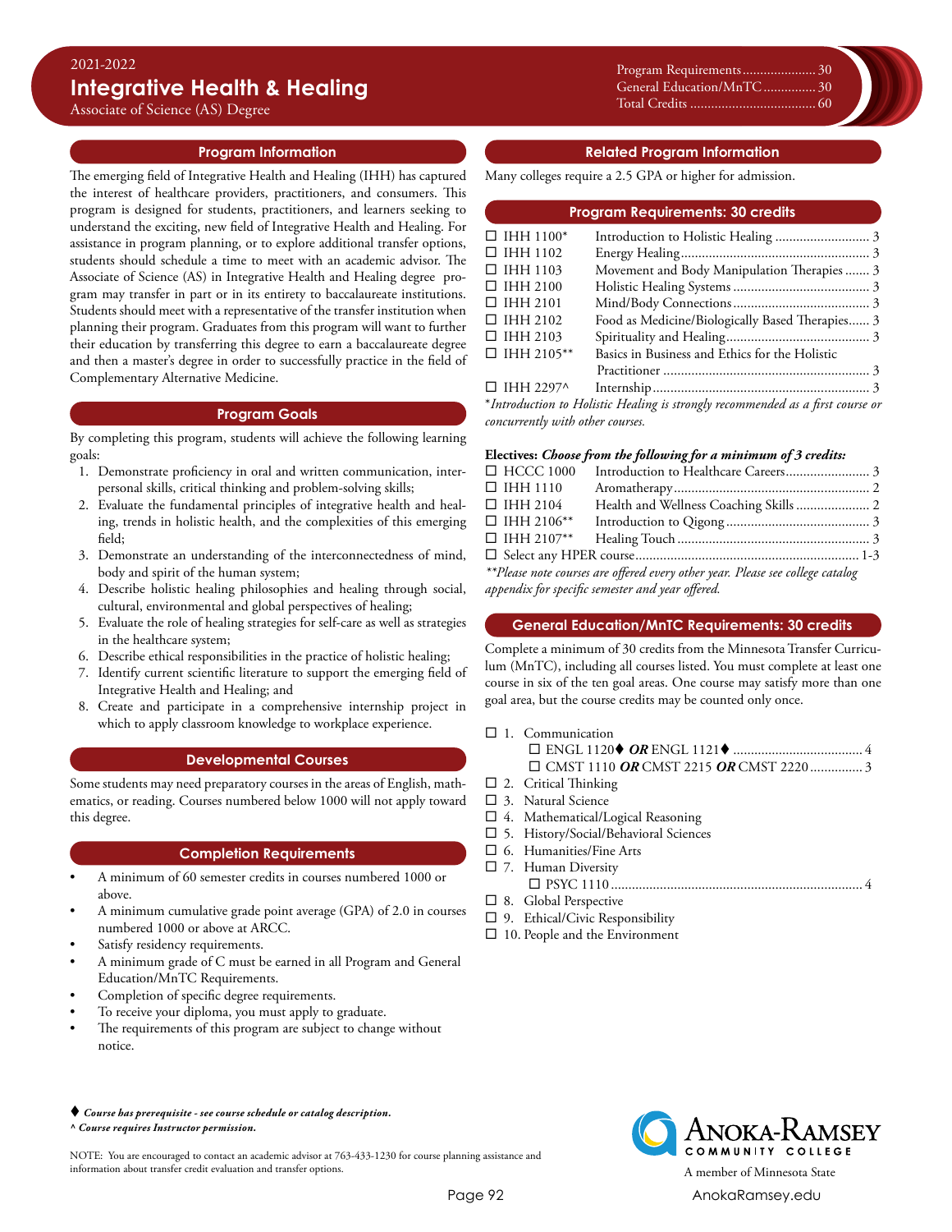2021-2022

# Integrative Health & Healing

Associate of Science (AS) Degree

Program Requirements..................... 30
General Education/MnTC............... 30
Total Credits .................................... 60

## Program Information

The emerging field of Integrative Health and Healing (IHH) has captured the interest of healthcare providers, practitioners, and consumers. This program is designed for students, practitioners, and learners seeking to understand the exciting, new field of Integrative Health and Healing. For assistance in program planning, or to explore additional transfer options, students should schedule a time to meet with an academic advisor. The Associate of Science (AS) in Integrative Health and Healing degree program may transfer in part or in its entirety to baccalaureate institutions. Students should meet with a representative of the transfer institution when planning their program. Graduates from this program will want to further their education by transferring this degree to earn a baccalaureate degree and then a master's degree in order to successfully practice in the field of Complementary Alternative Medicine.

## Program Goals

By completing this program, students will achieve the following learning goals:

1. Demonstrate proficiency in oral and written communication, interpersonal skills, critical thinking and problem-solving skills;
2. Evaluate the fundamental principles of integrative health and healing, trends in holistic health, and the complexities of this emerging field;
3. Demonstrate an understanding of the interconnectedness of mind, body and spirit of the human system;
4. Describe holistic healing philosophies and healing through social, cultural, environmental and global perspectives of healing;
5. Evaluate the role of healing strategies for self-care as well as strategies in the healthcare system;
6. Describe ethical responsibilities in the practice of holistic healing;
7. Identify current scientific literature to support the emerging field of Integrative Health and Healing; and
8. Create and participate in a comprehensive internship project in which to apply classroom knowledge to workplace experience.

## Developmental Courses

Some students may need preparatory courses in the areas of English, mathematics, or reading. Courses numbered below 1000 will not apply toward this degree.

## Completion Requirements

- A minimum of 60 semester credits in courses numbered 1000 or above.
- A minimum cumulative grade point average (GPA) of 2.0 in courses numbered 1000 or above at ARCC.
- Satisfy residency requirements.
- A minimum grade of C must be earned in all Program and General Education/MnTC Requirements.
- Completion of specific degree requirements.
- To receive your diploma, you must apply to graduate.
- The requirements of this program are subject to change without notice.

## Related Program Information

Many colleges require a 2.5 GPA or higher for admission.

## Program Requirements: 30 credits

- ☐ IHH 1100* Introduction to Holistic Healing ........................... 3
- ☐ IHH 1102 Energy Healing...................................................... 3
- ☐ IHH 1103 Movement and Body Manipulation Therapies ....... 3
- ☐ IHH 2100 Holistic Healing Systems ....................................... 3
- ☐ IHH 2101 Mind/Body Connections ....................................... 3
- ☐ IHH 2102 Food as Medicine/Biologically Based Therapies...... 3
- ☐ IHH 2103 Spirituality and Healing......................................... 3
- ☐ IHH 2105** Basics in Business and Ethics for the Holistic Practitioner ........................................................... 3
- ☐ IHH 2297^ Internship.............................................................. 3

*Introduction to Holistic Healing is strongly recommended as a first course or concurrently with other courses.*

**Electives:** ***Choose from the following for a minimum of 3 credits:***

- ☐ HCCC 1000 Introduction to Healthcare Careers........................ 3
- ☐ IHH 1110 Aromatherapy........................................................ 2
- ☐ IHH 2104 Health and Wellness Coaching Skills ..................... 2
- ☐ IHH 2106** Introduction to Qigong......................................... 3
- ☐ IHH 2107** Healing Touch ....................................................... 3
- ☐ Select any HPER course................................................................ 1-3

***Please note courses are offered every other year. Please see college catalog appendix for specific semester and year offered.*

## General Education/MnTC Requirements: 30 credits

Complete a minimum of 30 credits from the Minnesota Transfer Curriculum (MnTC), including all courses listed. You must complete at least one course in six of the ten goal areas. One course may satisfy more than one goal area, but the course credits may be counted only once.

- ☐ 1. Communication
  - ☐ ENGL 1120♦ ***OR*** ENGL 1121♦ ..................................... 4
  - ☐ CMST 1110 ***OR*** CMST 2215 ***OR*** CMST 2220............... 3
- ☐ 2. Critical Thinking
- ☐ 3. Natural Science
- ☐ 4. Mathematical/Logical Reasoning
- ☐ 5. History/Social/Behavioral Sciences
- ☐ 6. Humanities/Fine Arts
- ☐ 7. Human Diversity
  - ☐ PSYC 1110 ....................................................................... 4
- ☐ 8. Global Perspective
- ☐ 9. Ethical/Civic Responsibility
- ☐ 10. People and the Environment

♦ ***Course has prerequisite - see course schedule or catalog description.***
***^ Course requires Instructor permission.***

NOTE: You are encouraged to contact an academic advisor at 763-433-1230 for course planning assistance and information about transfer credit evaluation and transfer options.

Anoka-Ramsey Community College
A member of Minnesota State
AnokaRamsey.edu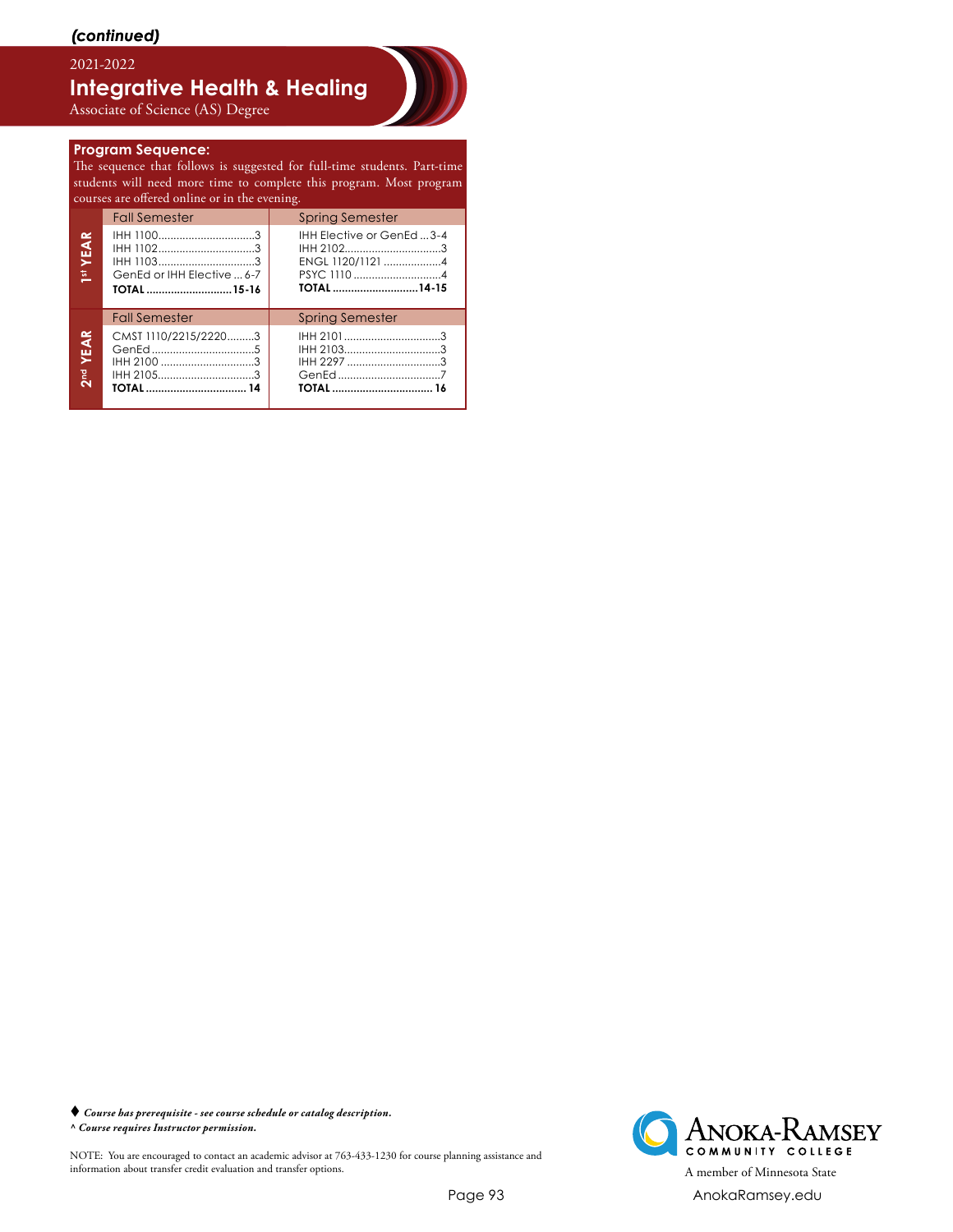*(continued)*

2021-2022

# Integrative Health & Healing

Associate of Science (AS) Degree

**Program Sequence:**
The sequence that follows is suggested for full-time students. Part-time students will need more time to complete this program. Most program courses are offered online or in the evening.

| | Fall Semester | Spring Semester |
|---|---|---|
| 1st YEAR | IHH 1100 ... 3<br>IHH 1102 ... 3<br>IHH 1103 ... 3<br>GenEd or IHH Elective ... 6-7<br>**TOTAL ... 15-16** | IHH Elective or GenEd ... 3-4<br>IHH 2102 ... 3<br>ENGL 1120/1121 ... 4<br>PSYC 1110 ... 4<br>**TOTAL ... 14-15** |
| | **Fall Semester** | **Spring Semester** |
| 2nd YEAR | CMST 1110/2215/2220 ... 3<br>GenEd ... 5<br>IHH 2100 ... 3<br>IHH 2105 ... 3<br>**TOTAL ... 14** | IHH 2101 ... 3<br>IHH 2103 ... 3<br>IHH 2297 ... 3<br>GenEd ... 7<br>**TOTAL ... 16** |

♦ ***Course has prerequisite - see course schedule or catalog description.***
^ ***Course requires Instructor permission.***

NOTE: You are encouraged to contact an academic advisor at 763-433-1230 for course planning assistance and information about transfer credit evaluation and transfer options.

Anoka-Ramsey Community College
A member of Minnesota State
AnokaRamsey.edu